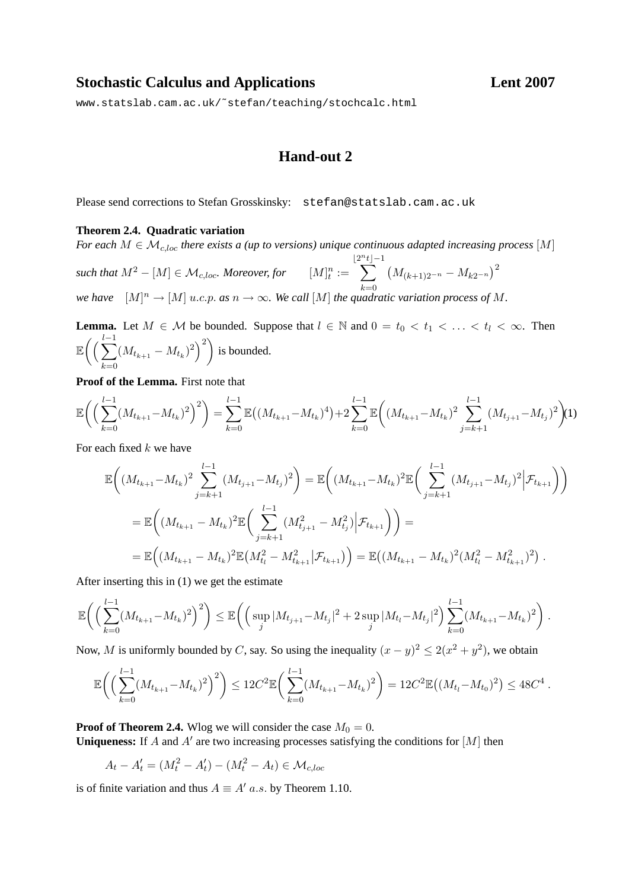## Stochastic Calculus and Applications — Lent 2007

www.statslab.cam.ac.uk/˜stefan/teaching/stochcalc.html

# Hand-out 2

Please send corrections to Stefan Grosskinsky: stefan@statslab.cam.ac.uk

**Theorem 2.4. Quadratic variation**
*For each $M \in \mathcal{M}_{c,loc}$ there exists a (up to versions) unique continuous adapted increasing process $[M]$ such that $M^2 - [M] \in \mathcal{M}_{c,loc}$. Moreover, for* $\quad [M]^n_t := \sum_{k=0}^{\lfloor 2^n t \rfloor - 1} \big(M_{(k+1)2^{-n}} - M_{k2^{-n}}\big)^2$
*we have* $\quad [M]^n \to [M]$ *u.c.p. as $n \to \infty$. We call $[M]$ the quadratic variation process of $M$.*

**Lemma.** Let $M \in \mathcal{M}$ be bounded. Suppose that $l \in \mathbb{N}$ and $0 = t_0 < t_1 < \ldots < t_l < \infty$. Then $\mathbb{E}\Big(\Big(\sum_{k=0}^{l-1}(M_{t_{k+1}} - M_{t_k})^2\Big)^2\Big)$ is bounded.

**Proof of the Lemma.** First note that

$$\mathbb{E}\Big(\Big(\sum_{k=0}^{l-1}(M_{t_{k+1}} - M_{t_k})^2\Big)^2\Big) = \sum_{k=0}^{l-1}\mathbb{E}\big((M_{t_{k+1}} - M_{t_k})^4\big) + 2\sum_{k=0}^{l-1}\mathbb{E}\Big((M_{t_{k+1}} - M_{t_k})^2 \sum_{j=k+1}^{l-1}(M_{t_{j+1}} - M_{t_j})^2\Big) \quad (1)$$

For each fixed $k$ we have

$$\begin{aligned}
\mathbb{E}\Big((M_{t_{k+1}} - M_{t_k})^2 \sum_{j=k+1}^{l-1}(M_{t_{j+1}} - M_{t_j})^2\Big) &= \mathbb{E}\Big((M_{t_{k+1}} - M_{t_k})^2 \mathbb{E}\Big(\sum_{j=k+1}^{l-1}(M_{t_{j+1}} - M_{t_j})^2 \Big| \mathcal{F}_{t_{k+1}}\Big)\Big) \\
&= \mathbb{E}\Big((M_{t_{k+1}} - M_{t_k})^2 \mathbb{E}\Big(\sum_{j=k+1}^{l-1}(M^2_{t_{j+1}} - M^2_{t_j}) \Big| \mathcal{F}_{t_{k+1}}\Big)\Big) = \\
&= \mathbb{E}\Big((M_{t_{k+1}} - M_{t_k})^2 \mathbb{E}\big(M^2_{t_l} - M^2_{t_{k+1}} \big| \mathcal{F}_{t_{k+1}}\big)\Big) = \mathbb{E}\big((M_{t_{k+1}} - M_{t_k})^2 (M^2_{t_l} - M^2_{t_{k+1}})^2\big) .
\end{aligned}$$

After inserting this in (1) we get the estimate

$$\mathbb{E}\Big(\Big(\sum_{k=0}^{l-1}(M_{t_{k+1}} - M_{t_k})^2\Big)^2\Big) \leq \mathbb{E}\Big(\Big(\sup_j |M_{t_{j+1}} - M_{t_j}|^2 + 2\sup_j |M_{t_l} - M_{t_j}|^2\Big) \sum_{k=0}^{l-1}(M_{t_{k+1}} - M_{t_k})^2\Big) .$$

Now, $M$ is uniformly bounded by $C$, say. So using the inequality $(x-y)^2 \leq 2(x^2 + y^2)$, we obtain

$$\mathbb{E}\Big(\Big(\sum_{k=0}^{l-1}(M_{t_{k+1}} - M_{t_k})^2\Big)^2\Big) \leq 12C^2 \mathbb{E}\Big(\sum_{k=0}^{l-1}(M_{t_{k+1}} - M_{t_k})^2\Big) = 12C^2 \mathbb{E}\big((M_{t_l} - M_{t_0})^2\big) \leq 48C^4 .$$

**Proof of Theorem 2.4.** Wlog we will consider the case $M_0 = 0$.
**Uniqueness:** If $A$ and $A'$ are two increasing processes satisfying the conditions for $[M]$ then

$$A_t - A'_t = (M_t^2 - A'_t) - (M_t^2 - A_t) \in \mathcal{M}_{c,loc}$$

is of finite variation and thus $A \equiv A'$ *a.s.* by Theorem 1.10.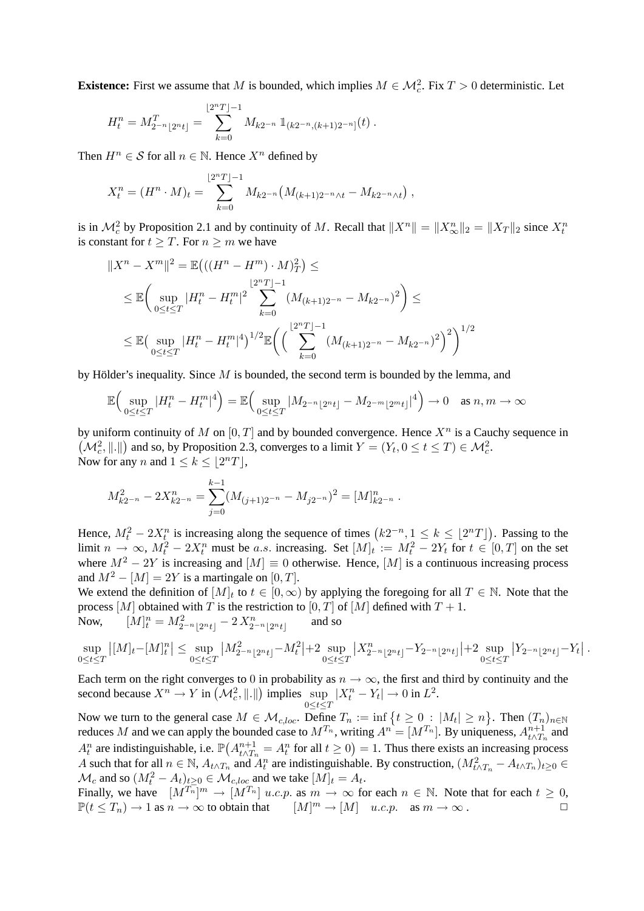**Existence:** First we assume that $M$ is bounded, which implies $M \in \mathcal{M}_c^2$. Fix $T > 0$ deterministic. Let

$$H_t^n = M^T_{2^{-n}\lfloor 2^n t\rfloor} = \sum_{k=0}^{\lfloor 2^n T\rfloor -1} M_{k2^{-n}}\, \mathbb{1}_{(k2^{-n},(k+1)2^{-n}]}(t)\,.$$

Then $H^n \in \mathcal{S}$ for all $n \in \mathbb{N}$. Hence $X^n$ defined by

$$X_t^n = (H^n \cdot M)_t = \sum_{k=0}^{\lfloor 2^n T\rfloor -1} M_{k2^{-n}}\big(M_{(k+1)2^{-n}\wedge t} - M_{k2^{-n}\wedge t}\big)\,,$$

is in $\mathcal{M}_c^2$ by Proposition 2.1 and by continuity of $M$. Recall that $\|X^n\| = \|X_\infty^n\|_2 = \|X_T\|_2$ since $X_t^n$ is constant for $t \geq T$. For $n \geq m$ we have

$$\begin{aligned}
\|X^n - X^m\|^2 &= \mathbb{E}\big(((H^n - H^m)\cdot M)_T^2\big) \leq \\
&\leq \mathbb{E}\bigg(\sup_{0\leq t\leq T}|H_t^n - H_t^m|^2 \sum_{k=0}^{\lfloor 2^n T\rfloor -1}(M_{(k+1)2^{-n}} - M_{k2^{-n}})^2\bigg) \leq \\
&\leq \mathbb{E}\big(\sup_{0\leq t\leq T}|H_t^n - H_t^m|^4\big)^{1/2}\mathbb{E}\bigg(\Big(\sum_{k=0}^{\lfloor 2^n T\rfloor -1}(M_{(k+1)2^{-n}} - M_{k2^{-n}})^2\Big)^2\bigg)^{1/2}
\end{aligned}$$

by Hölder's inequality. Since $M$ is bounded, the second term is bounded by the lemma, and

$$\mathbb{E}\Big(\sup_{0\leq t\leq T}|H_t^n - H_t^m|^4\Big) = \mathbb{E}\Big(\sup_{0\leq t\leq T}|M_{2^{-n}\lfloor 2^n t\rfloor} - M_{2^{-m}\lfloor 2^m t\rfloor}|^4\Big) \to 0 \quad \text{as } n,m \to \infty$$

by uniform continuity of $M$ on $[0,T]$ and by bounded convergence. Hence $X^n$ is a Cauchy sequence in $\big(\mathcal{M}_c^2, \|.\|\big)$ and so, by Proposition 2.3, converges to a limit $Y = (Y_t, 0 \leq t \leq T) \in \mathcal{M}_c^2$.
Now for any $n$ and $1 \leq k \leq \lfloor 2^n T\rfloor$,

$$M_{k2^{-n}}^2 - 2X_{k2^{-n}}^n = \sum_{j=0}^{k-1}(M_{(j+1)2^{-n}} - M_{j2^{-n}})^2 = [M]_{k2^{-n}}^n\,.$$

Hence, $M_t^2 - 2X_t^n$ is increasing along the sequence of times $\big(k2^{-n}, 1 \leq k \leq \lfloor 2^n T\rfloor\big)$. Passing to the limit $n \to \infty$, $M_t^2 - 2X_t^n$ must be $a.s.$ increasing. Set $[M]_t := M_t^2 - 2Y_t$ for $t \in [0,T]$ on the set where $M^2 - 2Y$ is increasing and $[M] \equiv 0$ otherwise. Hence, $[M]$ is a continuous increasing process and $M^2 - [M] = 2Y$ is a martingale on $[0,T]$.
We extend the definition of $[M]_t$ to $t \in [0,\infty)$ by applying the foregoing for all $T \in \mathbb{N}$. Note that the process $[M]$ obtained with $T$ is the restriction to $[0,T]$ of $[M]$ defined with $T+1$.
Now, $\quad [M]_t^n = M_{2^{-n}\lfloor 2^n t\rfloor}^2 - 2\,X_{2^{-n}\lfloor 2^n t\rfloor}^n \quad$ and so

$$\sup_{0\leq t\leq T}\big|[M]_t - [M]_t^n\big| \leq \sup_{0\leq t\leq T}\big|M_{2^{-n}\lfloor 2^n t\rfloor}^2 - M_t^2\big| + 2\sup_{0\leq t\leq T}\big|X_{2^{-n}\lfloor 2^n t\rfloor}^n - Y_{2^{-n}\lfloor 2^n t\rfloor}\big| + 2\sup_{0\leq t\leq T}\big|Y_{2^{-n}\lfloor 2^n t\rfloor} - Y_t\big|\,.$$

Each term on the right converges to 0 in probability as $n \to \infty$, the first and third by continuity and the second because $X^n \to Y$ in $\big(\mathcal{M}_c^2, \|.\|\big)$ implies $\sup\limits_{0\leq t\leq T}|X_t^n - Y_t| \to 0$ in $L^2$.

Now we turn to the general case $M \in \mathcal{M}_{c,loc}$. Define $T_n := \inf\{t \geq 0 \,:\, |M_t| \geq n\}$. Then $(T_n)_{n\in\mathbb{N}}$ reduces $M$ and we can apply the bounded case to $M^{T_n}$, writing $A^n = [M^{T_n}]$. By uniqueness, $A_{t\wedge T_n}^{n+1}$ and $A_t^n$ are indistinguishable, i.e. $\mathbb{P}\big(A_{t\wedge T_n}^{n+1} = A_t^n \text{ for all } t \geq 0\big) = 1$. Thus there exists an increasing process $A$ such that for all $n \in \mathbb{N}$, $A_{t\wedge T_n}$ and $A_t^n$ are indistinguishable. By construction, $(M_{t\wedge T_n}^2 - A_{t\wedge T_n})_{t\geq 0} \in \mathcal{M}_c$ and so $(M_t^2 - A_t)_{t\geq 0} \in \mathcal{M}_{c,loc}$ and we take $[M]_t = A_t$.
Finally, we have $\quad [M^{T_n}]^m \to [M^{T_n}]$ $u.c.p.$ as $m \to \infty$ for each $n \in \mathbb{N}$. Note that for each $t \geq 0$, $\mathbb{P}(t \leq T_n) \to 1$ as $n \to \infty$ to obtain that $\qquad [M]^m \to [M] \quad u.c.p. \quad$ as $m \to \infty$. $\qquad\square$